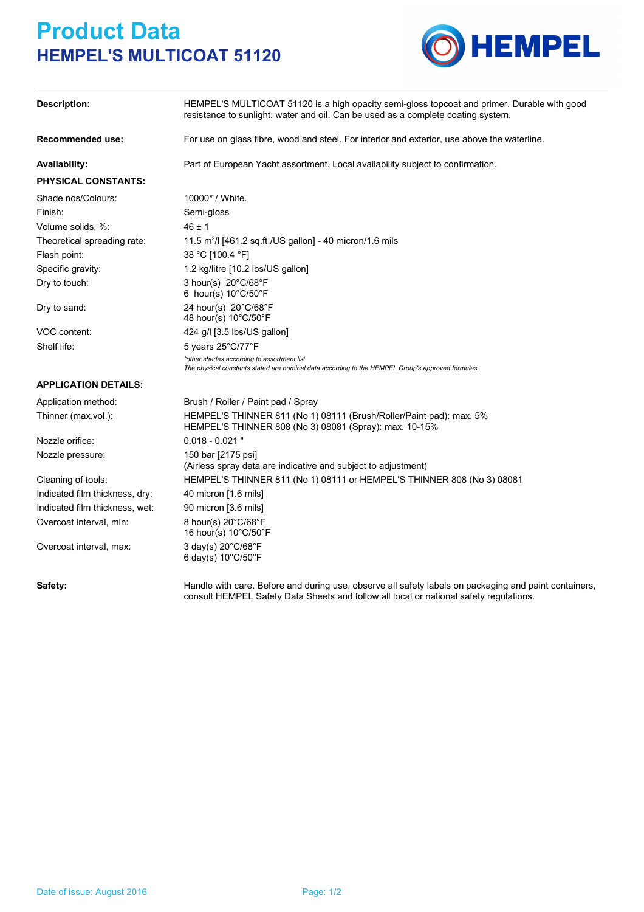# Product Data

## HEMPEL'S MULTICOAT 51120

**Description:** HEMPEL'S MULTICOAT 51120 is a high opacity semi-gloss topcoat and primer. Durable with good resistance to sunlight, water and oil. Can be used as a complete coating system.

**Recommended use:** For use on glass fibre, wood and steel. For interior and exterior, use above the waterline.

**Availability:** Part of European Yacht assortment. Local availability subject to confirmation.

**PHYSICAL CONSTANTS:**

| | |
|---|---|
| Shade nos/Colours: | 10000* / White. |
| Finish: | Semi-gloss |
| Volume solids, %: | 46 ± 1 |
| Theoretical spreading rate: | 11.5 $m^2$/l [461.2 sq.ft./US gallon] - 40 micron/1.6 mils |
| Flash point: | 38 °C [100.4 °F] |
| Specific gravity: | 1.2 kg/litre [10.2 lbs/US gallon] |
| Dry to touch: | 3 hour(s) 20°C/68°F<br>6 hour(s) 10°C/50°F |
| Dry to sand: | 24 hour(s) 20°C/68°F<br>48 hour(s) 10°C/50°F |
| VOC content: | 424 g/l [3.5 lbs/US gallon] |
| Shelf life: | 5 years 25°C/77°F |

*\*other shades according to assortment list.*
*The physical constants stated are nominal data according to the HEMPEL Group's approved formulas.*

**APPLICATION DETAILS:**

| | |
|---|---|
| Application method: | Brush / Roller / Paint pad / Spray |
| Thinner (max.vol.): | HEMPEL'S THINNER 811 (No 1) 08111 (Brush/Roller/Paint pad): max. 5%<br>HEMPEL'S THINNER 808 (No 3) 08081 (Spray): max. 10-15% |
| Nozzle orifice: | 0.018 - 0.021 " |
| Nozzle pressure: | 150 bar [2175 psi]<br>(Airless spray data are indicative and subject to adjustment) |
| Cleaning of tools: | HEMPEL'S THINNER 811 (No 1) 08111 or HEMPEL'S THINNER 808 (No 3) 08081 |
| Indicated film thickness, dry: | 40 micron [1.6 mils] |
| Indicated film thickness, wet: | 90 micron [3.6 mils] |
| Overcoat interval, min: | 8 hour(s) 20°C/68°F<br>16 hour(s) 10°C/50°F |
| Overcoat interval, max: | 3 day(s) 20°C/68°F<br>6 day(s) 10°C/50°F |

**Safety:** Handle with care. Before and during use, observe all safety labels on packaging and paint containers, consult HEMPEL Safety Data Sheets and follow all local or national safety regulations.

Date of issue: August 2016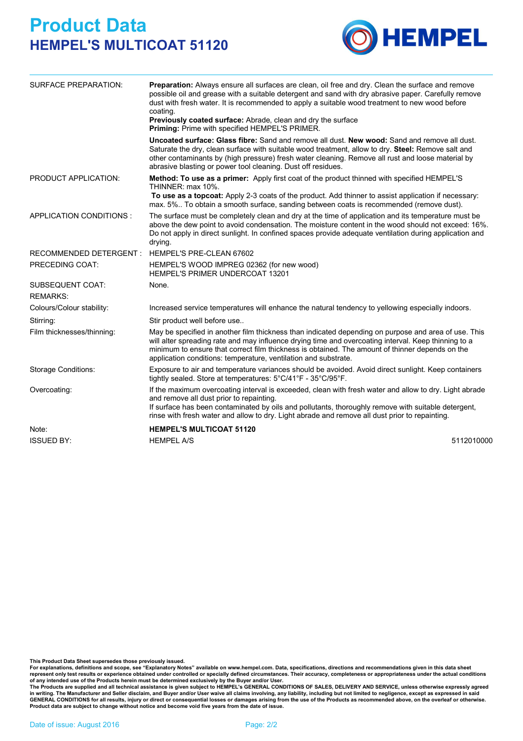# Product Data
## HEMPEL'S MULTICOAT 51120

| | |
|---|---|
| SURFACE PREPARATION: | **Preparation:** Always ensure all surfaces are clean, oil free and dry. Clean the surface and remove possible oil and grease with a suitable detergent and sand with dry abrasive paper. Carefully remove dust with fresh water. It is recommended to apply a suitable wood treatment to new wood before coating.<br>**Previously coated surface:** Abrade, clean and dry the surface<br>**Priming:** Prime with specified HEMPEL'S PRIMER.<br>**Uncoated surface: Glass fibre:** Sand and remove all dust. **New wood:** Sand and remove all dust. Saturate the dry, clean surface with suitable wood treatment, allow to dry. **Steel:** Remove salt and other contaminants by (high pressure) fresh water cleaning. Remove all rust and loose material by abrasive blasting or power tool cleaning. Dust off residues. |
| PRODUCT APPLICATION: | **Method: To use as a primer:** Apply first coat of the product thinned with specified HEMPEL'S THINNER: max 10%.<br>**To use as a topcoat:** Apply 2-3 coats of the product. Add thinner to assist application if necessary: max. 5%.. To obtain a smooth surface, sanding between coats is recommended (remove dust). |
| APPLICATION CONDITIONS : | The surface must be completely clean and dry at the time of application and its temperature must be above the dew point to avoid condensation. The moisture content in the wood should not exceed: 16%. Do not apply in direct sunlight. In confined spaces provide adequate ventilation during application and drying. |
| RECOMMENDED DETERGENT : | HEMPEL'S PRE-CLEAN 67602 |
| PRECEDING COAT: | HEMPEL'S WOOD IMPREG 02362 (for new wood)<br>HEMPEL'S PRIMER UNDERCOAT 13201 |
| SUBSEQUENT COAT: | None. |
| REMARKS: | |
| Colours/Colour stability: | Increased service temperatures will enhance the natural tendency to yellowing especially indoors. |
| Stirring: | Stir product well before use.. |
| Film thicknesses/thinning: | May be specified in another film thickness than indicated depending on purpose and area of use. This will alter spreading rate and may influence drying time and overcoating interval. Keep thinning to a minimum to ensure that correct film thickness is obtained. The amount of thinner depends on the application conditions: temperature, ventilation and substrate. |
| Storage Conditions: | Exposure to air and temperature variances should be avoided. Avoid direct sunlight. Keep containers tightly sealed. Store at temperatures: 5°C/41°F - 35°C/95°F. |
| Overcoating: | If the maximum overcoating interval is exceeded, clean with fresh water and allow to dry. Light abrade and remove all dust prior to repainting.<br>If surface has been contaminated by oils and pollutants, thoroughly remove with suitable detergent, rinse with fresh water and allow to dry. Light abrade and remove all dust prior to repainting. |
| Note: | **HEMPEL'S MULTICOAT 51120** |
| ISSUED BY: | HEMPEL A/S 5112010000 |

**This Product Data Sheet supersedes those previously issued.**
**For explanations, definitions and scope, see "Explanatory Notes" available on www.hempel.com. Data, specifications, directions and recommendations given in this data sheet represent only test results or experience obtained under controlled or specially defined circumstances. Their accuracy, completeness or appropriateness under the actual conditions of any intended use of the Products herein must be determined exclusively by the Buyer and/or User.**
**The Products are supplied and all technical assistance is given subject to HEMPEL's GENERAL CONDITIONS OF SALES, DELIVERY AND SERVICE, unless otherwise expressly agreed in writing. The Manufacturer and Seller disclaim, and Buyer and/or User waive all claims involving, any liability, including but not limited to negligence, except as expressed in said GENERAL CONDITIONS for all results, injury or direct or consequential losses or damages arising from the use of the Products as recommended above, on the overleaf or otherwise. Product data are subject to change without notice and become void five years from the date of issue.**

Date of issue: August 2016